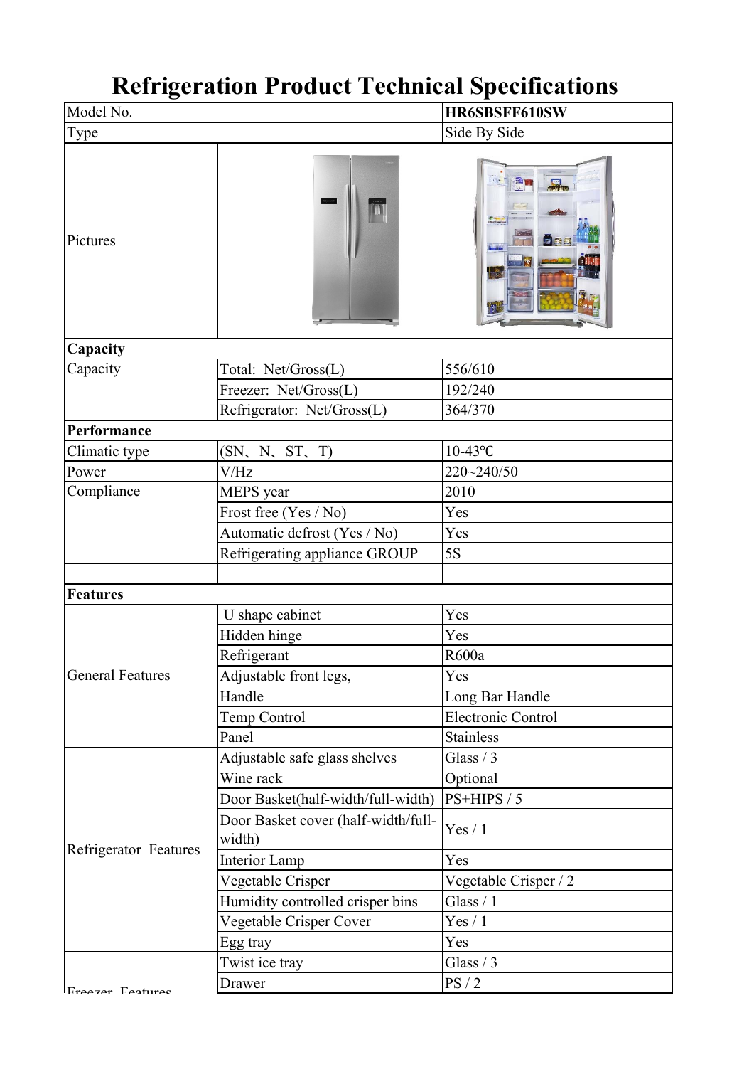# Refrigeration Product Technical Specifications

| Model No. | | HR6SBSFF610SW |
|---|---|---|
| Type | | Side By Side |
| Pictures | | |
| **Capacity** | | |
| Capacity | Total: Net/Gross(L) | 556/610 |
| | Freezer: Net/Gross(L) | 192/240 |
| | Refrigerator: Net/Gross(L) | 364/370 |
| **Performance** | | |
| Climatic type | (SN、N、ST、T) | 10-43℃ |
| Power | V/Hz | 220~240/50 |
| Compliance | MEPS year | 2010 |
| | Frost free (Yes / No) | Yes |
| | Automatic defrost (Yes / No) | Yes |
| | Refrigerating appliance GROUP | 5S |
| | | |
| **Features** | | |
| General Features | U shape cabinet | Yes |
| | Hidden hinge | Yes |
| | Refrigerant | R600a |
| | Adjustable front legs, | Yes |
| | Handle | Long Bar Handle |
| | Temp Control | Electronic Control |
| | Panel | Stainless |
| Refrigerator Features | Adjustable safe glass shelves | Glass / 3 |
| | Wine rack | Optional |
| | Door Basket(half-width/full-width) | PS+HIPS / 5 |
| | Door Basket cover (half-width/full-width) | Yes / 1 |
| | Interior Lamp | Yes |
| | Vegetable Crisper | Vegetable Crisper / 2 |
| | Humidity controlled crisper bins | Glass / 1 |
| | Vegetable Crisper Cover | Yes / 1 |
| | Egg tray | Yes |
| Freezer Features | Twist ice tray | Glass / 3 |
| | Drawer | PS / 2 |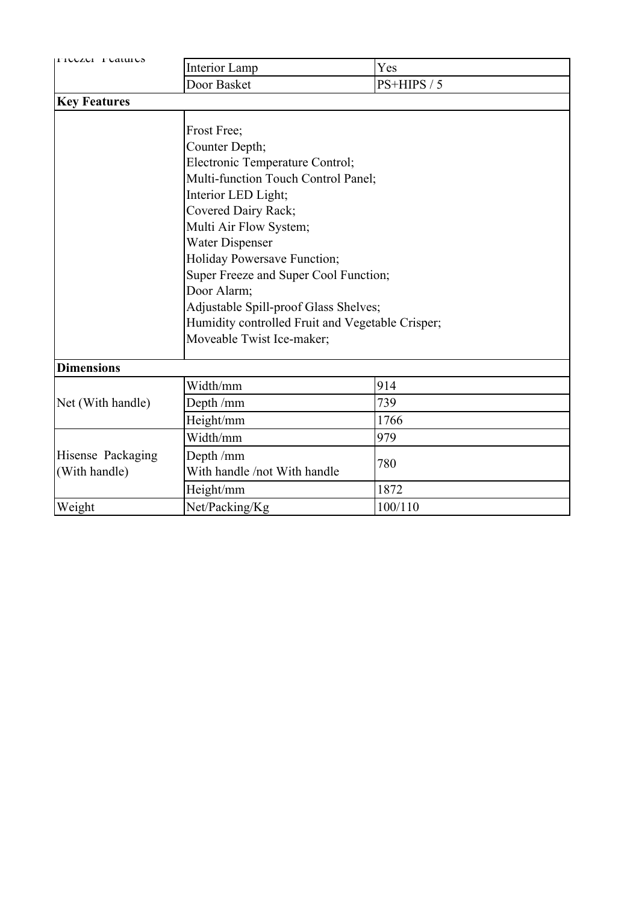| | | |
|---|---|---|
| Freezer Features | Interior Lamp | Yes |
| | Door Basket | PS+HIPS / 5 |
| **Key Features** | | |
| | Frost Free;<br>Counter Depth;<br>Electronic Temperature Control;<br>Multi-function Touch Control Panel;<br>Interior LED Light;<br>Covered Dairy Rack;<br>Multi Air Flow System;<br>Water Dispenser<br>Holiday Powersave Function;<br>Super Freeze and Super Cool Function;<br>Door Alarm;<br>Adjustable Spill-proof Glass Shelves;<br>Humidity controlled Fruit and Vegetable Crisper;<br>Moveable Twist Ice-maker; | |
| **Dimensions** | | |
| Net (With handle) | Width/mm | 914 |
| | Depth /mm | 739 |
| | Height/mm | 1766 |
| Hisense Packaging (With handle) | Width/mm | 979 |
| | Depth /mm<br>With handle /not With handle | 780 |
| | Height/mm | 1872 |
| Weight | Net/Packing/Kg | 100/110 |